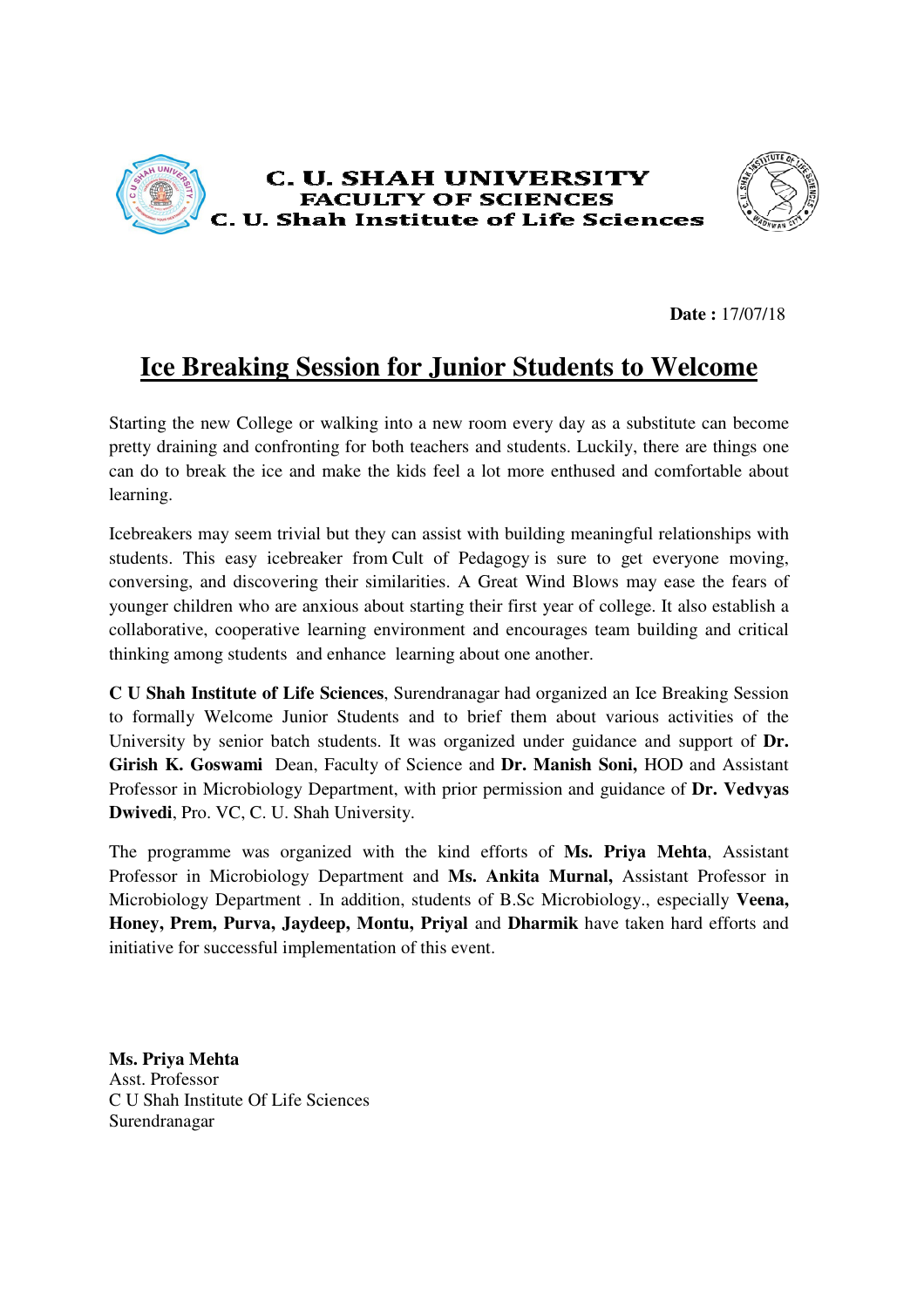**C. U. SHAH UNIVERSITY**
**FACULTY OF SCIENCES**
**C. U. Shah Institute of Life Sciences**

**Date :** 17/07/18

# Ice Breaking Session for Junior Students to Welcome

Starting the new College or walking into a new room every day as a substitute can become pretty draining and confronting for both teachers and students. Luckily, there are things one can do to break the ice and make the kids feel a lot more enthused and comfortable about learning.

Icebreakers may seem trivial but they can assist with building meaningful relationships with students. This easy icebreaker from Cult of Pedagogy is sure to get everyone moving, conversing, and discovering their similarities. A Great Wind Blows may ease the fears of younger children who are anxious about starting their first year of college. It also establish a collaborative, cooperative learning environment and encourages team building and critical thinking among students and enhance learning about one another.

**C U Shah Institute of Life Sciences**, Surendranagar had organized an Ice Breaking Session to formally Welcome Junior Students and to brief them about various activities of the University by senior batch students. It was organized under guidance and support of **Dr. Girish K. Goswami** Dean, Faculty of Science and **Dr. Manish Soni,** HOD and Assistant Professor in Microbiology Department, with prior permission and guidance of **Dr. Vedvyas Dwivedi**, Pro. VC, C. U. Shah University.

The programme was organized with the kind efforts of **Ms. Priya Mehta**, Assistant Professor in Microbiology Department and **Ms. Ankita Murnal,** Assistant Professor in Microbiology Department . In addition, students of B.Sc Microbiology., especially **Veena, Honey, Prem, Purva, Jaydeep, Montu, Priyal** and **Dharmik** have taken hard efforts and initiative for successful implementation of this event.

**Ms. Priya Mehta**
Asst. Professor
C U Shah Institute Of Life Sciences
Surendranagar